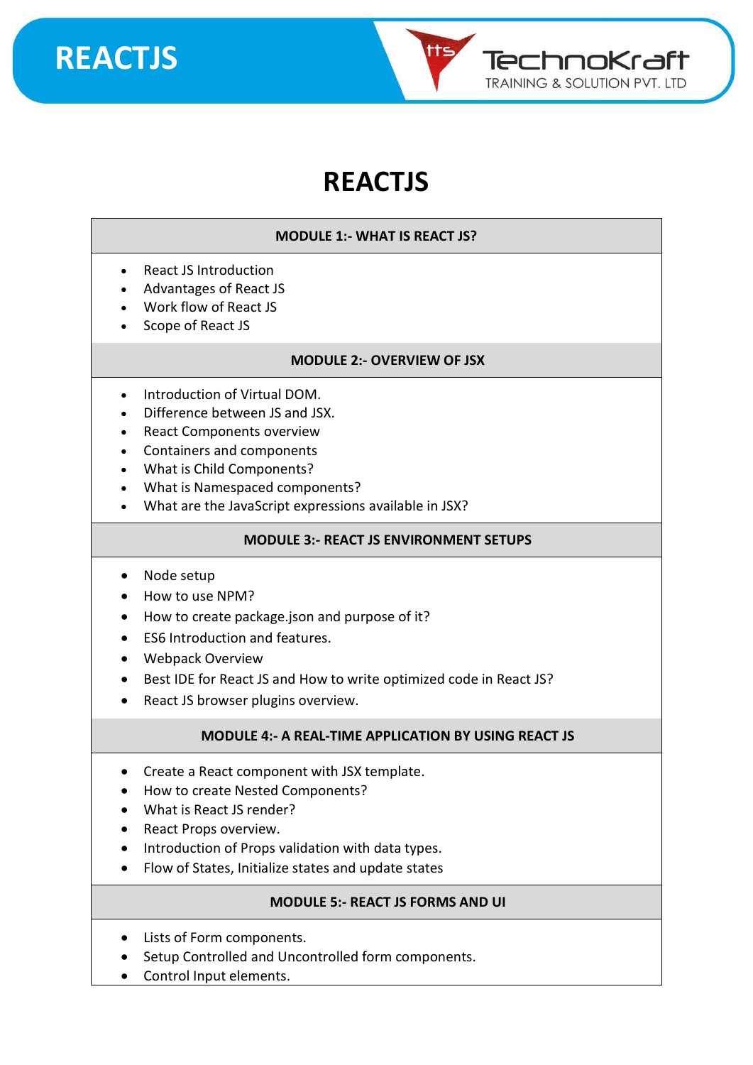# REACTJS

### MODULE 1:- WHAT IS REACT JS?

- React JS Introduction
- Advantages of React JS
- Work flow of React JS
- Scope of React JS

### MODULE 2:- OVERVIEW OF JSX

- Introduction of Virtual DOM.
- Difference between JS and JSX.
- React Components overview
- Containers and components
- What is Child Components?
- What is Namespaced components?
- What are the JavaScript expressions available in JSX?

### MODULE 3:- REACT JS ENVIRONMENT SETUPS

- Node setup
- How to use NPM?
- How to create package.json and purpose of it?
- ES6 Introduction and features.
- Webpack Overview
- Best IDE for React JS and How to write optimized code in React JS?
- React JS browser plugins overview.

### MODULE 4:- A REAL-TIME APPLICATION BY USING REACT JS

- Create a React component with JSX template.
- How to create Nested Components?
- What is React JS render?
- React Props overview.
- Introduction of Props validation with data types.
- Flow of States, Initialize states and update states

### MODULE 5:- REACT JS FORMS AND UI

- Lists of Form components.
- Setup Controlled and Uncontrolled form components.
- Control Input elements.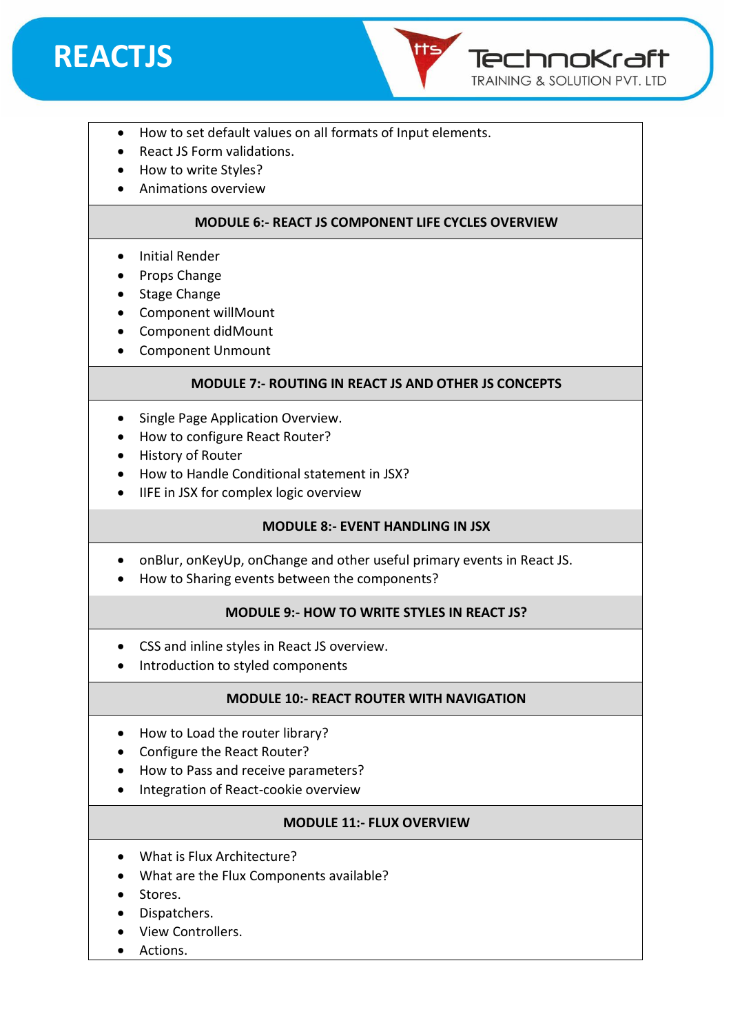- How to set default values on all formats of Input elements.
- React JS Form validations.
- How to write Styles?
- Animations overview

### MODULE 6:- REACT JS COMPONENT LIFE CYCLES OVERVIEW

- Initial Render
- Props Change
- Stage Change
- Component willMount
- Component didMount
- Component Unmount

### MODULE 7:- ROUTING IN REACT JS AND OTHER JS CONCEPTS

- Single Page Application Overview.
- How to configure React Router?
- History of Router
- How to Handle Conditional statement in JSX?
- IIFE in JSX for complex logic overview

### MODULE 8:- EVENT HANDLING IN JSX

- onBlur, onKeyUp, onChange and other useful primary events in React JS.
- How to Sharing events between the components?

### MODULE 9:- HOW TO WRITE STYLES IN REACT JS?

- CSS and inline styles in React JS overview.
- Introduction to styled components

### MODULE 10:- REACT ROUTER WITH NAVIGATION

- How to Load the router library?
- Configure the React Router?
- How to Pass and receive parameters?
- Integration of React-cookie overview

### MODULE 11:- FLUX OVERVIEW

- What is Flux Architecture?
- What are the Flux Components available?
- Stores.
- Dispatchers.
- View Controllers.
- Actions.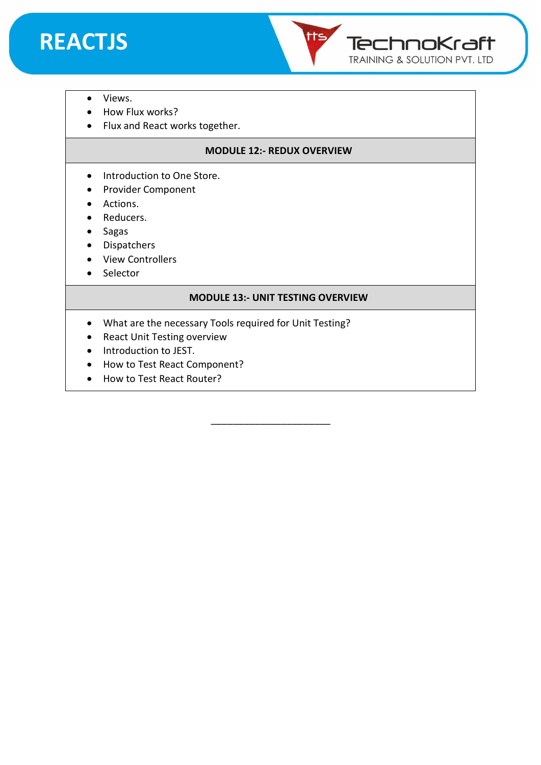- Views.
- How Flux works?
- Flux and React works together.

### MODULE 12:- REDUX OVERVIEW

- Introduction to One Store.
- Provider Component
- Actions.
- Reducers.
- Sagas
- Dispatchers
- View Controllers
- Selector

### MODULE 13:- UNIT TESTING OVERVIEW

- What are the necessary Tools required for Unit Testing?
- React Unit Testing overview
- Introduction to JEST.
- How to Test React Component?
- How to Test React Router?

---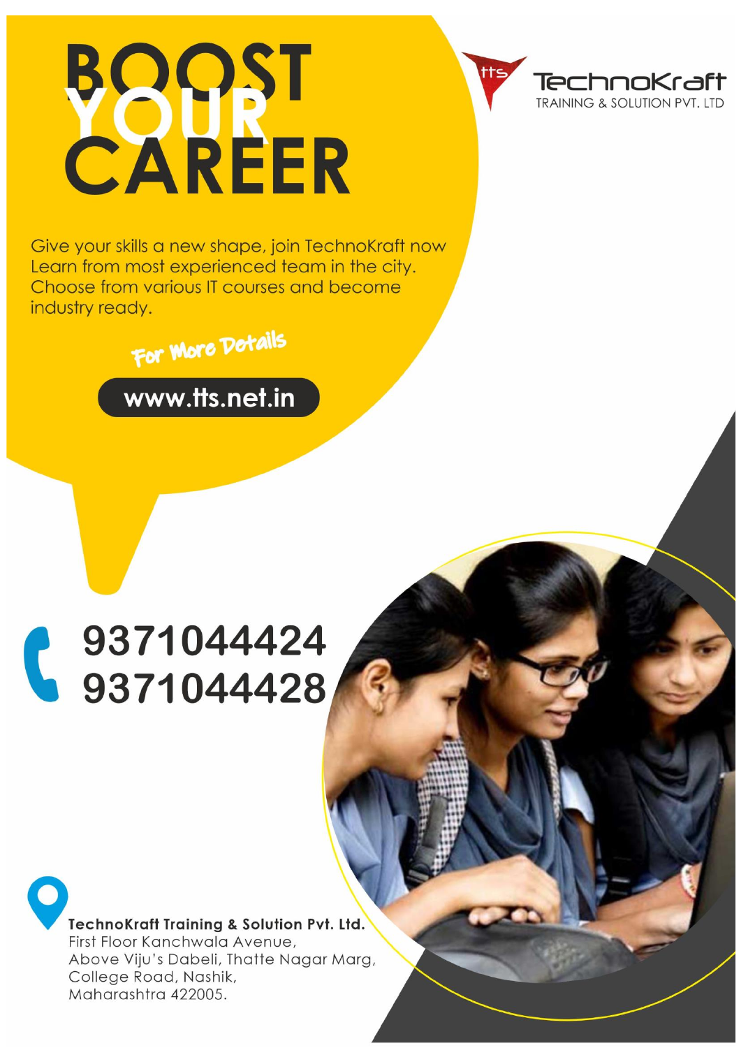# BOOST YOUR CAREER

TechnoKraft
TRAINING & SOLUTION PVT. LTD

Give your skills a new shape, join TechnoKraft now
Learn from most experienced team in the city.
Choose from various IT courses and become
industry ready.

For More Details

**www.tts.net.in**

**9371044424**
**9371044428**

**TechnoKraft Training & Solution Pvt. Ltd.**
First Floor Kanchwala Avenue,
Above Viju's Dabeli, Thatte Nagar Marg,
College Road, Nashik,
Maharashtra 422005.